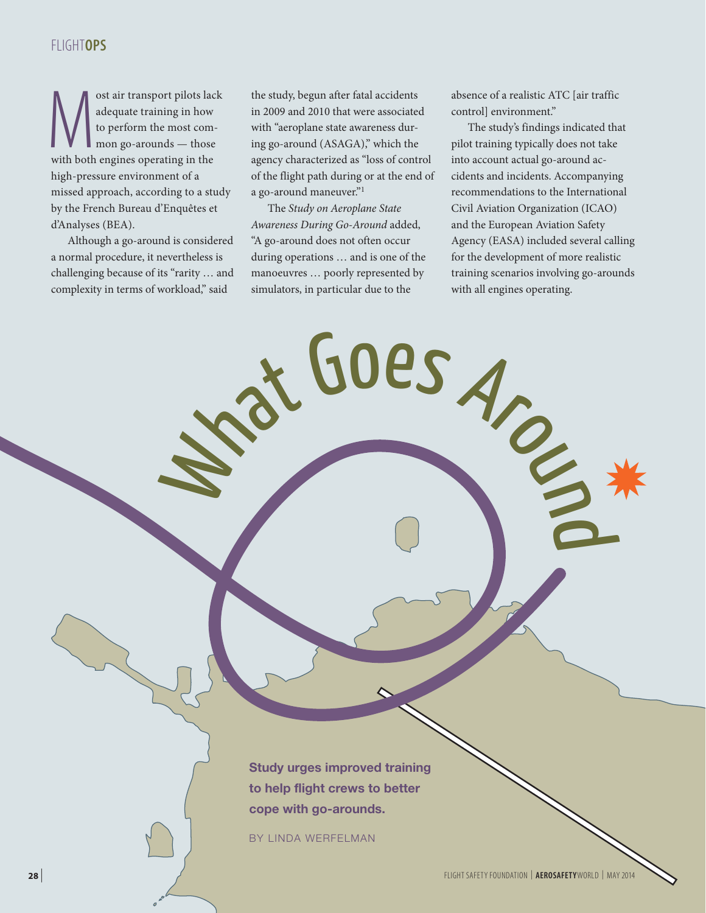# What Goes Around

**Study urges improved training to help flight crews to better cope with go-arounds.**

BY LINDA WERFELMAN

Most air transport pilots lack adequate training in how to perform the most common go-arounds — those with both engines operating in the high-pressure environment of a missed approach, according to a study by the French Bureau d'Enquêtes et d'Analyses (BEA).

Although a go-around is considered a normal procedure, it nevertheless is challenging because of its "rarity … and complexity in terms of workload," said the study, begun after fatal accidents in 2009 and 2010 that were associated with "aeroplane state awareness during go-around (ASAGA)," which the agency characterized as "loss of control of the flight path during or at the end of a go-around maneuver."[1]

The *Study on Aeroplane State Awareness During Go-Around* added, "A go-around does not often occur during operations … and is one of the manoeuvres … poorly represented by simulators, in particular due to the absence of a realistic ATC [air traffic control] environment."

The study's findings indicated that pilot training typically does not take into account actual go-around accidents and incidents. Accompanying recommendations to the International Civil Aviation Organization (ICAO) and the European Aviation Safety Agency (EASA) included several calling for the development of more realistic training scenarios involving go-arounds with all engines operating.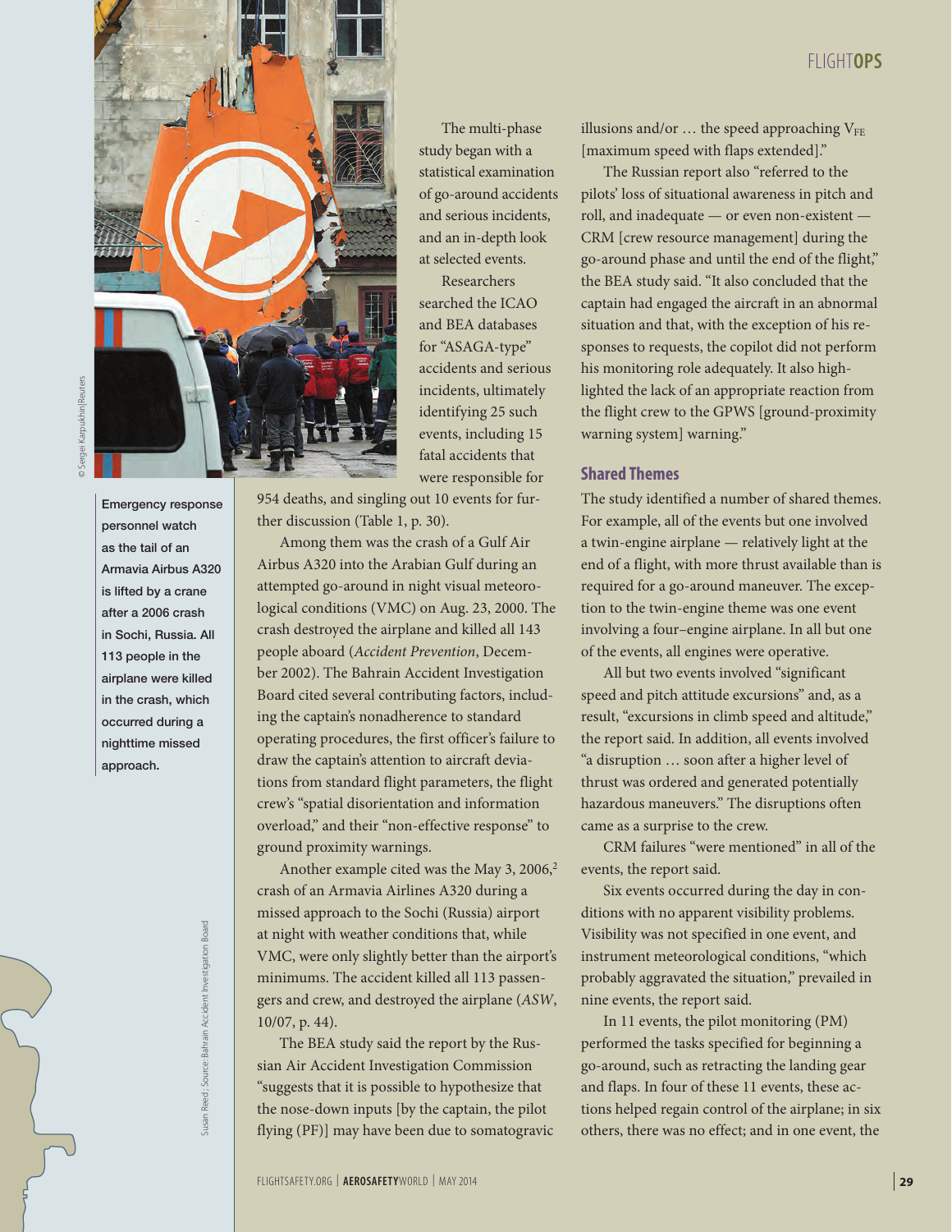The multi-phase study began with a statistical examination of go-around accidents and serious incidents, and an in-depth look at selected events.

Researchers searched the ICAO and BEA databases for "ASAGA-type" accidents and serious incidents, ultimately identifying 25 such events, including 15 fatal accidents that were responsible for 954 deaths, and singling out 10 events for further discussion (Table 1, p. 30).

Emergency response personnel watch as the tail of an Armavia Airbus A320 is lifted by a crane after a 2006 crash in Sochi, Russia. All 113 people in the airplane were killed in the crash, which occurred during a nighttime missed approach.

Among them was the crash of a Gulf Air Airbus A320 into the Arabian Gulf during an attempted go-around in night visual meteorological conditions (VMC) on Aug. 23, 2000. The crash destroyed the airplane and killed all 143 people aboard (*Accident Prevention*, December 2002). The Bahrain Accident Investigation Board cited several contributing factors, including the captain's nonadherence to standard operating procedures, the first officer's failure to draw the captain's attention to aircraft deviations from standard flight parameters, the flight crew's "spatial disorientation and information overload," and their "non-effective response" to ground proximity warnings.

Another example cited was the May 3, 2006,[2] crash of an Armavia Airlines A320 during a missed approach to the Sochi (Russia) airport at night with weather conditions that, while VMC, were only slightly better than the airport's minimums. The accident killed all 113 passengers and crew, and destroyed the airplane (*ASW*, 10/07, p. 44).

The BEA study said the report by the Russian Air Accident Investigation Commission "suggests that it is possible to hypothesize that the nose-down inputs [by the captain, the pilot flying (PF)] may have been due to somatogravic illusions and/or … the speed approaching $V_{FE}$ [maximum speed with flaps extended]."

The Russian report also "referred to the pilots' loss of situational awareness in pitch and roll, and inadequate — or even non-existent — CRM [crew resource management] during the go-around phase and until the end of the flight," the BEA study said. "It also concluded that the captain had engaged the aircraft in an abnormal situation and that, with the exception of his responses to requests, the copilot did not perform his monitoring role adequately. It also highlighted the lack of an appropriate reaction from the flight crew to the GPWS [ground-proximity warning system] warning."

## Shared Themes

The study identified a number of shared themes. For example, all of the events but one involved a twin-engine airplane — relatively light at the end of a flight, with more thrust available than is required for a go-around maneuver. The exception to the twin-engine theme was one event involving a four–engine airplane. In all but one of the events, all engines were operative.

All but two events involved "significant speed and pitch attitude excursions" and, as a result, "excursions in climb speed and altitude," the report said. In addition, all events involved "a disruption … soon after a higher level of thrust was ordered and generated potentially hazardous maneuvers." The disruptions often came as a surprise to the crew.

CRM failures "were mentioned" in all of the events, the report said.

Six events occurred during the day in conditions with no apparent visibility problems. Visibility was not specified in one event, and instrument meteorological conditions, "which probably aggravated the situation," prevailed in nine events, the report said.

In 11 events, the pilot monitoring (PM) performed the tasks specified for beginning a go-around, such as retracting the landing gear and flaps. In four of these 11 events, these actions helped regain control of the airplane; in six others, there was no effect; and in one event, the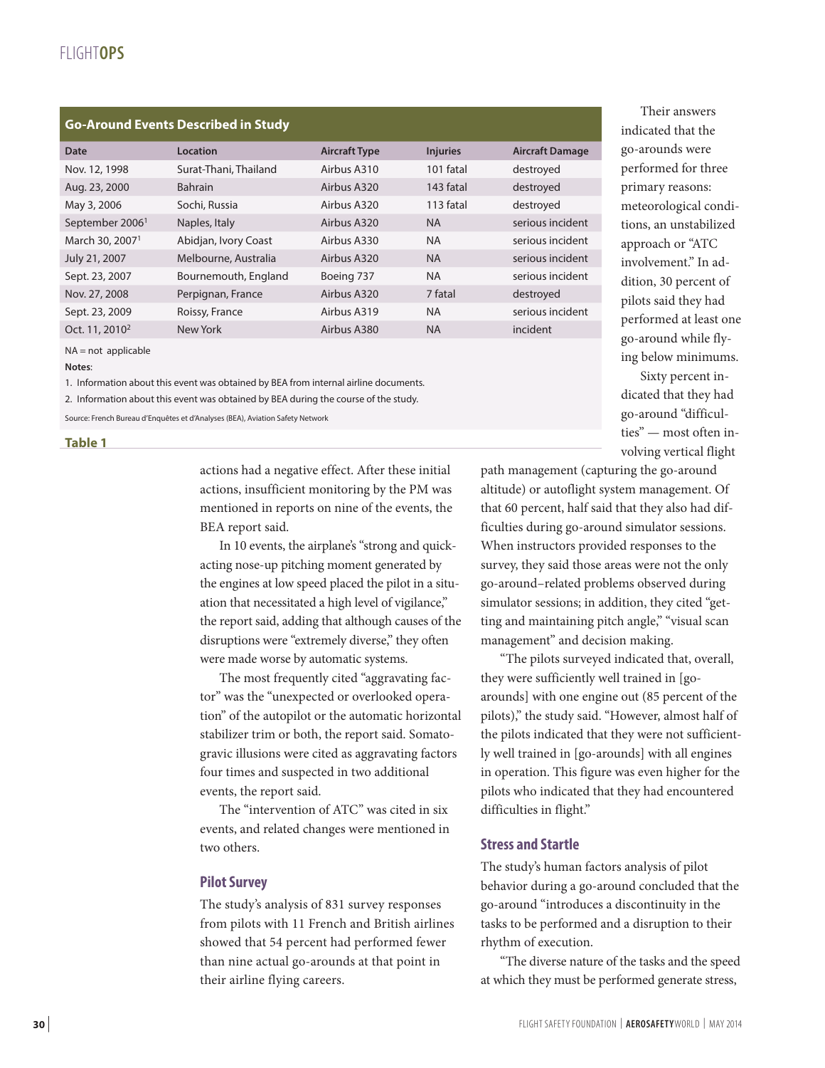**Go-Around Events Described in Study**

| Date | Location | Aircraft Type | Injuries | Aircraft Damage |
|---|---|---|---|---|
| Nov. 12, 1998 | Surat-Thani, Thailand | Airbus A310 | 101 fatal | destroyed |
| Aug. 23, 2000 | Bahrain | Airbus A320 | 143 fatal | destroyed |
| May 3, 2006 | Sochi, Russia | Airbus A320 | 113 fatal | destroyed |
| September 2006[1] | Naples, Italy | Airbus A320 | NA | serious incident |
| March 30, 2007[1] | Abidjan, Ivory Coast | Airbus A330 | NA | serious incident |
| July 21, 2007 | Melbourne, Australia | Airbus A320 | NA | serious incident |
| Sept. 23, 2007 | Bournemouth, England | Boeing 737 | NA | serious incident |
| Nov. 27, 2008 | Perpignan, France | Airbus A320 | 7 fatal | destroyed |
| Sept. 23, 2009 | Roissy, France | Airbus A319 | NA | serious incident |
| Oct. 11, 2010[2] | New York | Airbus A380 | NA | incident |

NA = not applicable

**Notes**:

1. Information about this event was obtained by BEA from internal airline documents.
2. Information about this event was obtained by BEA during the course of the study.

Source: French Bureau d'Enquêtes et d'Analyses (BEA), Aviation Safety Network

**Table 1**

actions had a negative effect. After these initial actions, insufficient monitoring by the PM was mentioned in reports on nine of the events, the BEA report said.

In 10 events, the airplane's "strong and quick-acting nose-up pitching moment generated by the engines at low speed placed the pilot in a situation that necessitated a high level of vigilance," the report said, adding that although causes of the disruptions were "extremely diverse," they often were made worse by automatic systems.

The most frequently cited "aggravating factor" was the "unexpected or overlooked operation" of the autopilot or the automatic horizontal stabilizer trim or both, the report said. Somatogravic illusions were cited as aggravating factors four times and suspected in two additional events, the report said.

The "intervention of ATC" was cited in six events, and related changes were mentioned in two others.

## Pilot Survey

The study's analysis of 831 survey responses from pilots with 11 French and British airlines showed that 54 percent had performed fewer than nine actual go-arounds at that point in their airline flying careers.

Their answers indicated that the go-arounds were performed for three primary reasons: meteorological conditions, an unstabilized approach or "ATC involvement." In addition, 30 percent of pilots said they had performed at least one go-around while flying below minimums.

Sixty percent indicated that they had go-around "difficulties" — most often involving vertical flight path management (capturing the go-around altitude) or autoflight system management. Of that 60 percent, half said that they also had difficulties during go-around simulator sessions. When instructors provided responses to the survey, they said those areas were not the only go-around–related problems observed during simulator sessions; in addition, they cited "getting and maintaining pitch angle," "visual scan management" and decision making.

"The pilots surveyed indicated that, overall, they were sufficiently well trained in [go-arounds] with one engine out (85 percent of the pilots)," the study said. "However, almost half of the pilots indicated that they were not sufficiently well trained in [go-arounds] with all engines in operation. This figure was even higher for the pilots who indicated that they had encountered difficulties in flight."

## Stress and Startle

The study's human factors analysis of pilot behavior during a go-around concluded that the go-around "introduces a discontinuity in the tasks to be performed and a disruption to their rhythm of execution.

"The diverse nature of the tasks and the speed at which they must be performed generate stress,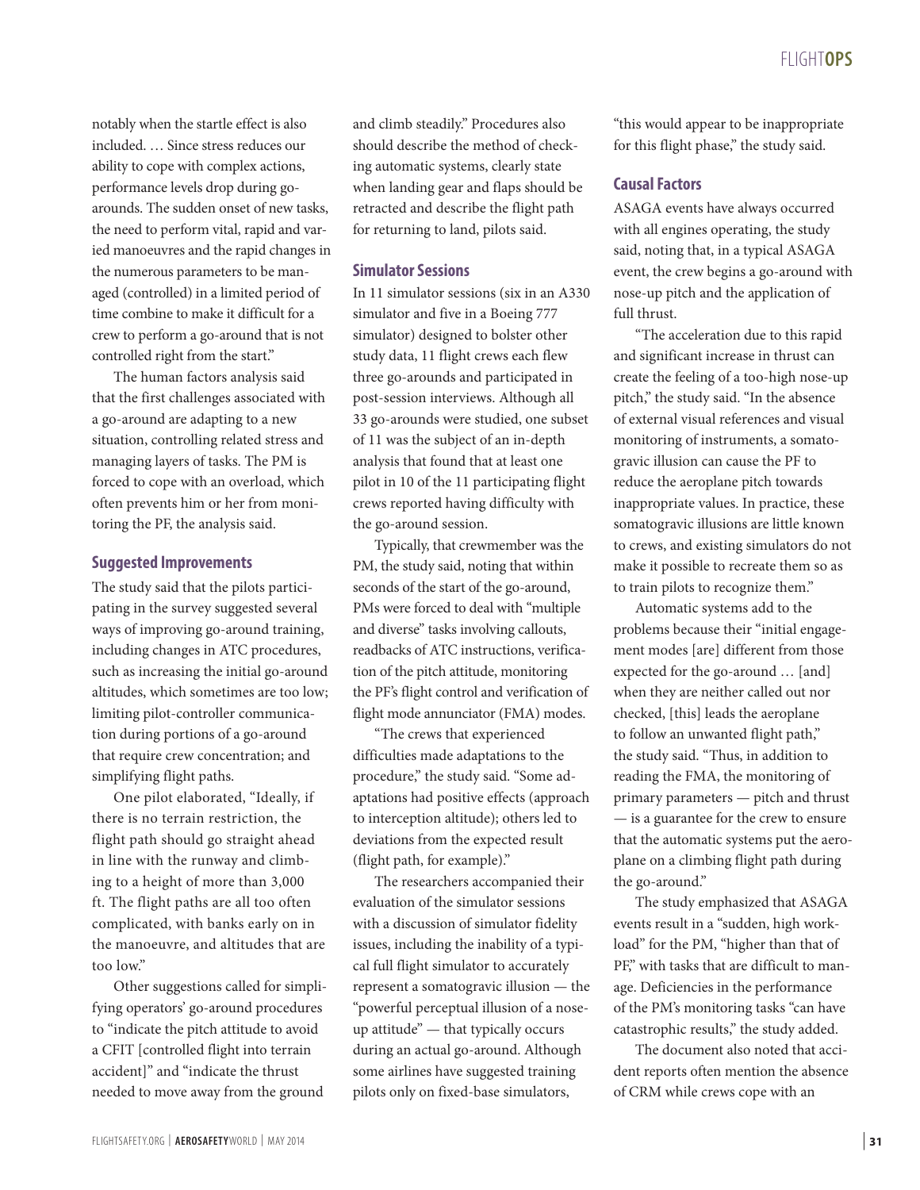notably when the startle effect is also included. … Since stress reduces our ability to cope with complex actions, performance levels drop during go-arounds. The sudden onset of new tasks, the need to perform vital, rapid and varied manoeuvres and the rapid changes in the numerous parameters to be managed (controlled) in a limited period of time combine to make it difficult for a crew to perform a go-around that is not controlled right from the start."

The human factors analysis said that the first challenges associated with a go-around are adapting to a new situation, controlling related stress and managing layers of tasks. The PM is forced to cope with an overload, which often prevents him or her from monitoring the PF, the analysis said.

### Suggested Improvements

The study said that the pilots participating in the survey suggested several ways of improving go-around training, including changes in ATC procedures, such as increasing the initial go-around altitudes, which sometimes are too low; limiting pilot-controller communication during portions of a go-around that require crew concentration; and simplifying flight paths.

One pilot elaborated, "Ideally, if there is no terrain restriction, the flight path should go straight ahead in line with the runway and climbing to a height of more than 3,000 ft. The flight paths are all too often complicated, with banks early on in the manoeuvre, and altitudes that are too low."

Other suggestions called for simplifying operators' go-around procedures to "indicate the pitch attitude to avoid a CFIT [controlled flight into terrain accident]" and "indicate the thrust needed to move away from the ground and climb steadily." Procedures also should describe the method of checking automatic systems, clearly state when landing gear and flaps should be retracted and describe the flight path for returning to land, pilots said.

### Simulator Sessions

In 11 simulator sessions (six in an A330 simulator and five in a Boeing 777 simulator) designed to bolster other study data, 11 flight crews each flew three go-arounds and participated in post-session interviews. Although all 33 go-arounds were studied, one subset of 11 was the subject of an in-depth analysis that found that at least one pilot in 10 of the 11 participating flight crews reported having difficulty with the go-around session.

Typically, that crewmember was the PM, the study said, noting that within seconds of the start of the go-around, PMs were forced to deal with "multiple and diverse" tasks involving callouts, readbacks of ATC instructions, verification of the pitch attitude, monitoring the PF's flight control and verification of flight mode annunciator (FMA) modes.

"The crews that experienced difficulties made adaptations to the procedure," the study said. "Some adaptations had positive effects (approach to interception altitude); others led to deviations from the expected result (flight path, for example)."

The researchers accompanied their evaluation of the simulator sessions with a discussion of simulator fidelity issues, including the inability of a typical full flight simulator to accurately represent a somatogravic illusion — the "powerful perceptual illusion of a nose-up attitude" — that typically occurs during an actual go-around. Although some airlines have suggested training pilots only on fixed-base simulators, "this would appear to be inappropriate for this flight phase," the study said.

### Causal Factors

ASAGA events have always occurred with all engines operating, the study said, noting that, in a typical ASAGA event, the crew begins a go-around with nose-up pitch and the application of full thrust.

"The acceleration due to this rapid and significant increase in thrust can create the feeling of a too-high nose-up pitch," the study said. "In the absence of external visual references and visual monitoring of instruments, a somatogravic illusion can cause the PF to reduce the aeroplane pitch towards inappropriate values. In practice, these somatogravic illusions are little known to crews, and existing simulators do not make it possible to recreate them so as to train pilots to recognize them."

Automatic systems add to the problems because their "initial engagement modes [are] different from those expected for the go-around … [and] when they are neither called out nor checked, [this] leads the aeroplane to follow an unwanted flight path," the study said. "Thus, in addition to reading the FMA, the monitoring of primary parameters — pitch and thrust — is a guarantee for the crew to ensure that the automatic systems put the aeroplane on a climbing flight path during the go-around."

The study emphasized that ASAGA events result in a "sudden, high workload" for the PM, "higher than that of PF," with tasks that are difficult to manage. Deficiencies in the performance of the PM's monitoring tasks "can have catastrophic results," the study added.

The document also noted that accident reports often mention the absence of CRM while crews cope with an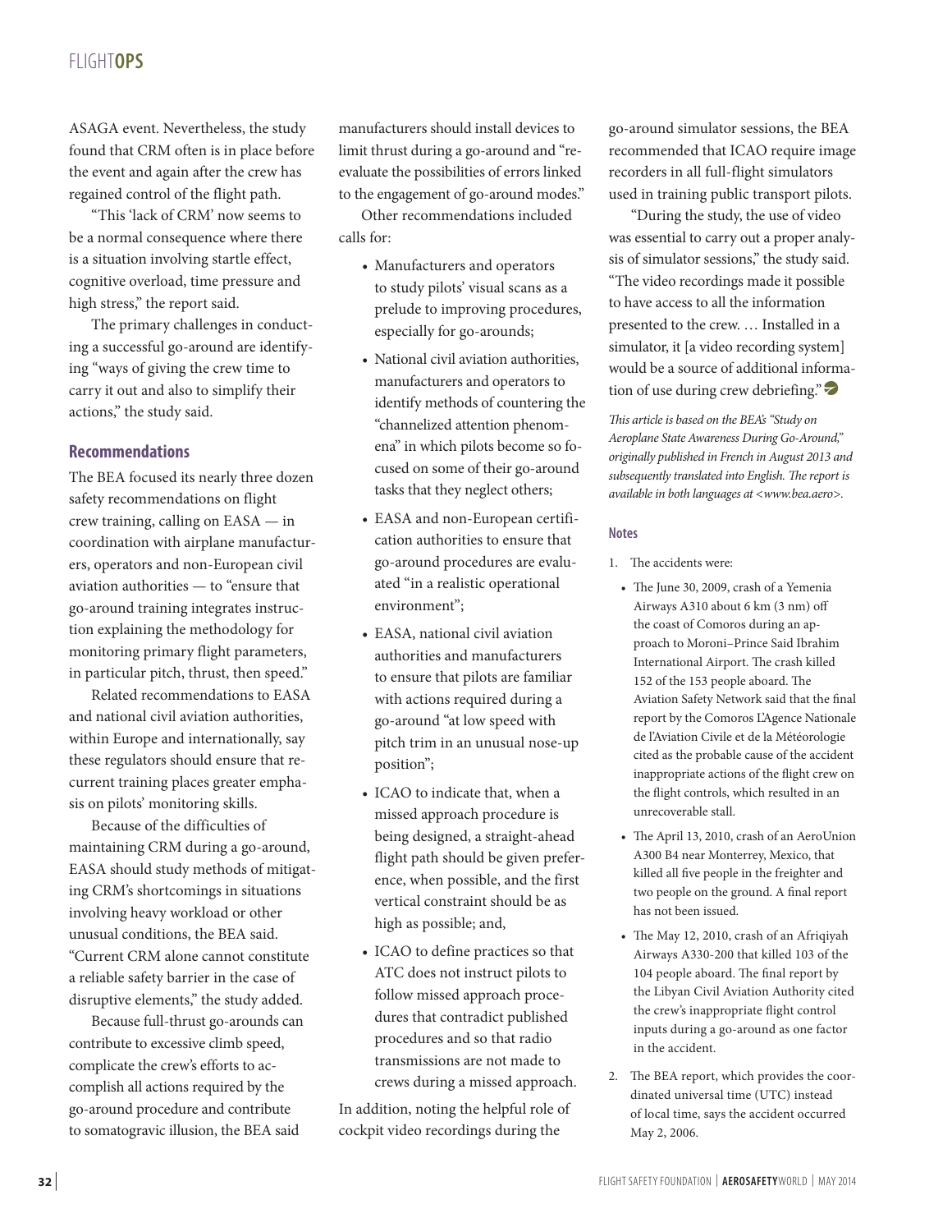ASAGA event. Nevertheless, the study found that CRM often is in place before the event and again after the crew has regained control of the flight path.

"This 'lack of CRM' now seems to be a normal consequence where there is a situation involving startle effect, cognitive overload, time pressure and high stress," the report said.

The primary challenges in conducting a successful go-around are identifying "ways of giving the crew time to carry it out and also to simplify their actions," the study said.

## Recommendations

The BEA focused its nearly three dozen safety recommendations on flight crew training, calling on EASA — in coordination with airplane manufacturers, operators and non-European civil aviation authorities — to "ensure that go-around training integrates instruction explaining the methodology for monitoring primary flight parameters, in particular pitch, thrust, then speed."

Related recommendations to EASA and national civil aviation authorities, within Europe and internationally, say these regulators should ensure that recurrent training places greater emphasis on pilots' monitoring skills.

Because of the difficulties of maintaining CRM during a go-around, EASA should study methods of mitigating CRM's shortcomings in situations involving heavy workload or other unusual conditions, the BEA said. "Current CRM alone cannot constitute a reliable safety barrier in the case of disruptive elements," the study added.

Because full-thrust go-arounds can contribute to excessive climb speed, complicate the crew's efforts to accomplish all actions required by the go-around procedure and contribute to somatogravic illusion, the BEA said manufacturers should install devices to limit thrust during a go-around and "re-evaluate the possibilities of errors linked to the engagement of go-around modes."

Other recommendations included calls for:

- Manufacturers and operators to study pilots' visual scans as a prelude to improving procedures, especially for go-arounds;
- National civil aviation authorities, manufacturers and operators to identify methods of countering the "channelized attention phenomena" in which pilots become so focused on some of their go-around tasks that they neglect others;
- EASA and non-European certification authorities to ensure that go-around procedures are evaluated "in a realistic operational environment";
- EASA, national civil aviation authorities and manufacturers to ensure that pilots are familiar with actions required during a go-around "at low speed with pitch trim in an unusual nose-up position";
- ICAO to indicate that, when a missed approach procedure is being designed, a straight-ahead flight path should be given preference, when possible, and the first vertical constraint should be as high as possible; and,
- ICAO to define practices so that ATC does not instruct pilots to follow missed approach procedures that contradict published procedures and so that radio transmissions are not made to crews during a missed approach.

In addition, noting the helpful role of cockpit video recordings during the go-around simulator sessions, the BEA recommended that ICAO require image recorders in all full-flight simulators used in training public transport pilots.

"During the study, the use of video was essential to carry out a proper analysis of simulator sessions," the study said. "The video recordings made it possible to have access to all the information presented to the crew. … Installed in a simulator, it [a video recording system] would be a source of additional information of use during crew debriefing."

*This article is based on the BEA's "Study on Aeroplane State Awareness During Go-Around," originally published in French in August 2013 and subsequently translated into English. The report is available in both languages at <www.bea.aero>.*

### Notes

1. The accidents were:
   - The June 30, 2009, crash of a Yemenia Airways A310 about 6 km (3 nm) off the coast of Comoros during an approach to Moroni–Prince Said Ibrahim International Airport. The crash killed 152 of the 153 people aboard. The Aviation Safety Network said that the final report by the Comoros L'Agence Nationale de l'Aviation Civile et de la Météorologie cited as the probable cause of the accident inappropriate actions of the flight crew on the flight controls, which resulted in an unrecoverable stall.
   - The April 13, 2010, crash of an AeroUnion A300 B4 near Monterrey, Mexico, that killed all five people in the freighter and two people on the ground. A final report has not been issued.
   - The May 12, 2010, crash of an Afriqiyah Airways A330-200 that killed 103 of the 104 people aboard. The final report by the Libyan Civil Aviation Authority cited the crew's inappropriate flight control inputs during a go-around as one factor in the accident.
2. The BEA report, which provides the coordinated universal time (UTC) instead of local time, says the accident occurred May 2, 2006.